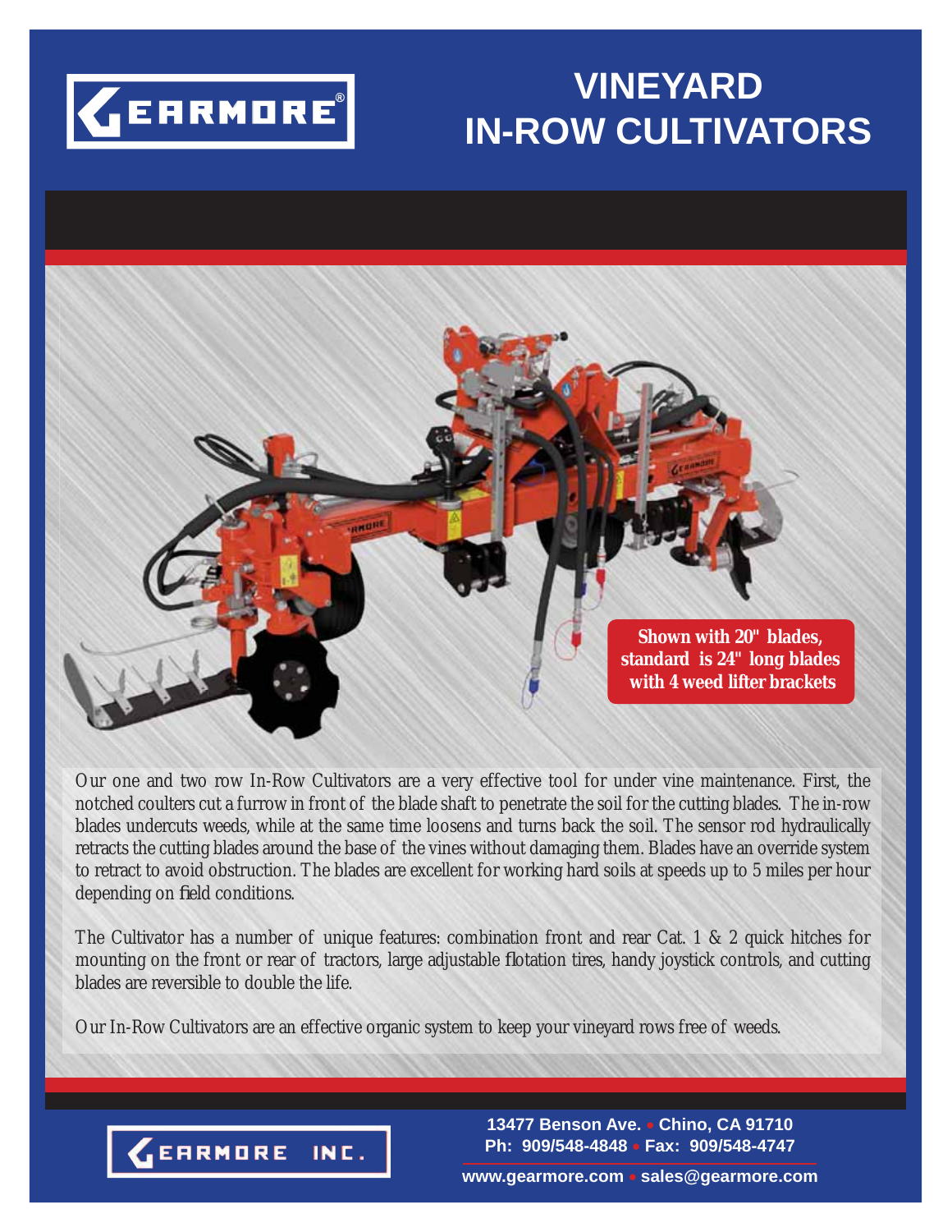GEARMORE®

# VINEYARD IN-ROW CULTIVATORS

**Shown with 20" blades, standard is 24" long blades with 4 weed lifter brackets**

Our one and two row In-Row Cultivators are a very effective tool for under vine maintenance. First, the notched coulters cut a furrow in front of the blade shaft to penetrate the soil for the cutting blades. The in-row blades undercuts weeds, while at the same time loosens and turns back the soil. The sensor rod hydraulically retracts the cutting blades around the base of the vines without damaging them. Blades have an override system to retract to avoid obstruction. The blades are excellent for working hard soils at speeds up to 5 miles per hour depending on field conditions.

The Cultivator has a number of unique features: combination front and rear Cat. 1 & 2 quick hitches for mounting on the front or rear of tractors, large adjustable flotation tires, handy joystick controls, and cutting blades are reversible to double the life.

Our In-Row Cultivators are an effective organic system to keep your vineyard rows free of weeds.

GEARMORE INC.

13477 Benson Ave. • Chino, CA 91710
Ph: 909/548-4848 • Fax: 909/548-4747
www.gearmore.com • sales@gearmore.com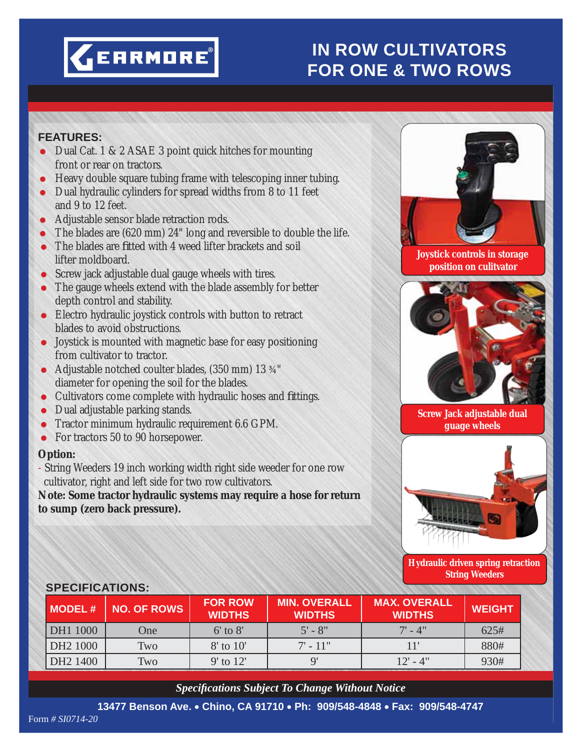# IN ROW CULTIVATORS FOR ONE & TWO ROWS

**FEATURES:**

- Dual Cat. 1 & 2 ASAE 3 point quick hitches for mounting front or rear on tractors.
- Heavy double square tubing frame with telescoping inner tubing.
- Dual hydraulic cylinders for spread widths from 8 to 11 feet and 9 to 12 feet.
- Adjustable sensor blade retraction rods.
- The blades are (620 mm) 24" long and reversible to double the life.
- The blades are fitted with 4 weed lifter brackets and soil lifter moldboard.
- Screw jack adjustable dual gauge wheels with tires.
- The gauge wheels extend with the blade assembly for better depth control and stability.
- Electro hydraulic joystick controls with button to retract blades to avoid obstructions.
- Joystick is mounted with magnetic base for easy positioning from cultivator to tractor.
- Adjustable notched coulter blades, (350 mm) 13 ¾" diameter for opening the soil for the blades.
- Cultivators come complete with hydraulic hoses and fittings.
- Dual adjustable parking stands.
- Tractor minimum hydraulic requirement 6.6 GPM.
- For tractors 50 to 90 horsepower.

**Option:**

- String Weeders 19 inch working width right side weeder for one row cultivator, right and left side for two row cultivators.

**Note: Some tractor hydraulic systems may require a hose for return to sump (zero back pressure).**

Joystick controls in storage position on culitvator

Screw Jack adjustable dual guage wheels

Hydraulic driven spring retraction String Weeders

**SPECIFICATIONS:**

| MODEL # | NO. OF ROWS | FOR ROW WIDTHS | MIN. OVERALL WIDTHS | MAX. OVERALL WIDTHS | WEIGHT |
|---|---|---|---|---|---|
| DH1 1000 | One | 6' to 8' | 5' - 8" | 7' - 4" | 625# |
| DH2 1000 | Two | 8' to 10' | 7' - 11" | 11' | 880# |
| DH2 1400 | Two | 9' to 12' | 9' | 12' - 4" | 930# |

***Specifications Subject To Change Without Notice***

**13477 Benson Ave. • Chino, CA 91710 • Ph: 909/548-4848 • Fax: 909/548-4747**

Form # *SI0714-20*